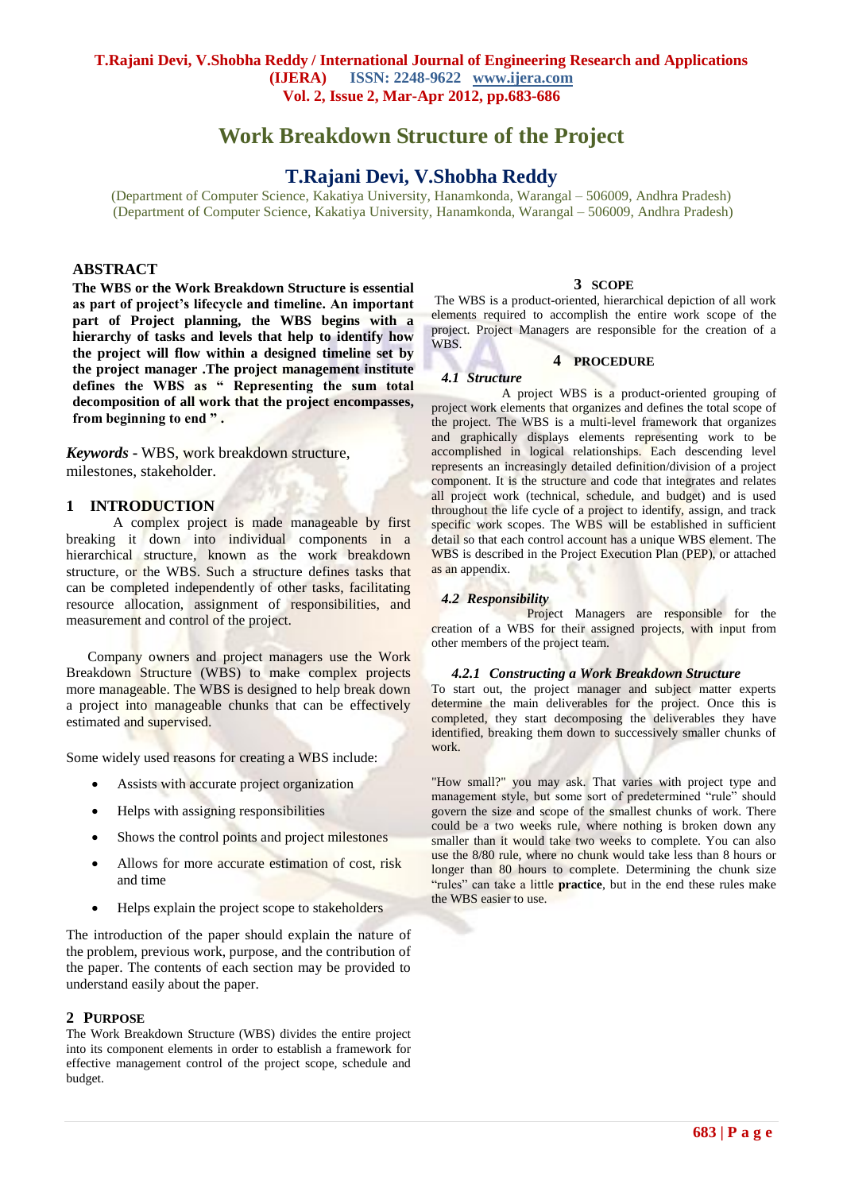# Work Breakdown Structure of the Project

## T.Rajani Devi, V.Shobha Reddy

(Department of Computer Science, Kakatiya University, Hanamkonda, Warangal – 506009, Andhra Pradesh)
(Department of Computer Science, Kakatiya University, Hanamkonda, Warangal – 506009, Andhra Pradesh)

## ABSTRACT

**The WBS or the Work Breakdown Structure is essential as part of project's lifecycle and timeline. An important part of Project planning, the WBS begins with a hierarchy of tasks and levels that help to identify how the project will flow within a designed timeline set by the project manager .The project management institute defines the WBS as " Representing the sum total decomposition of all work that the project encompasses, from beginning to end " .**

***Keywords*** **-** WBS, work breakdown structure, milestones, stakeholder.

## 1 INTRODUCTION

A complex project is made manageable by first breaking it down into individual components in a hierarchical structure, known as the work breakdown structure, or the WBS. Such a structure defines tasks that can be completed independently of other tasks, facilitating resource allocation, assignment of responsibilities, and measurement and control of the project.

Company owners and project managers use the Work Breakdown Structure (WBS) to make complex projects more manageable. The WBS is designed to help break down a project into manageable chunks that can be effectively estimated and supervised.

Some widely used reasons for creating a WBS include:

- Assists with accurate project organization
- Helps with assigning responsibilities
- Shows the control points and project milestones
- Allows for more accurate estimation of cost, risk and time
- Helps explain the project scope to stakeholders

The introduction of the paper should explain the nature of the problem, previous work, purpose, and the contribution of the paper. The contents of each section may be provided to understand easily about the paper.

## 2 PURPOSE

The Work Breakdown Structure (WBS) divides the entire project into its component elements in order to establish a framework for effective management control of the project scope, schedule and budget.

## 3 SCOPE

The WBS is a product-oriented, hierarchical depiction of all work elements required to accomplish the entire work scope of the project. Project Managers are responsible for the creation of a WBS.

## 4 PROCEDURE

### *4.1 Structure*

A project WBS is a product-oriented grouping of project work elements that organizes and defines the total scope of the project. The WBS is a multi-level framework that organizes and graphically displays elements representing work to be accomplished in logical relationships. Each descending level represents an increasingly detailed definition/division of a project component. It is the structure and code that integrates and relates all project work (technical, schedule, and budget) and is used throughout the life cycle of a project to identify, assign, and track specific work scopes. The WBS will be established in sufficient detail so that each control account has a unique WBS element. The WBS is described in the Project Execution Plan (PEP), or attached as an appendix.

### *4.2 Responsibility*

Project Managers are responsible for the creation of a WBS for their assigned projects, with input from other members of the project team.

#### *4.2.1 Constructing a Work Breakdown Structure*

To start out, the project manager and subject matter experts determine the main deliverables for the project. Once this is completed, they start decomposing the deliverables they have identified, breaking them down to successively smaller chunks of work.

"How small?" you may ask. That varies with project type and management style, but some sort of predetermined "rule" should govern the size and scope of the smallest chunks of work. There could be a two weeks rule, where nothing is broken down any smaller than it would take two weeks to complete. You can also use the 8/80 rule, where no chunk would take less than 8 hours or longer than 80 hours to complete. Determining the chunk size "rules" can take a little **practice**, but in the end these rules make the WBS easier to use.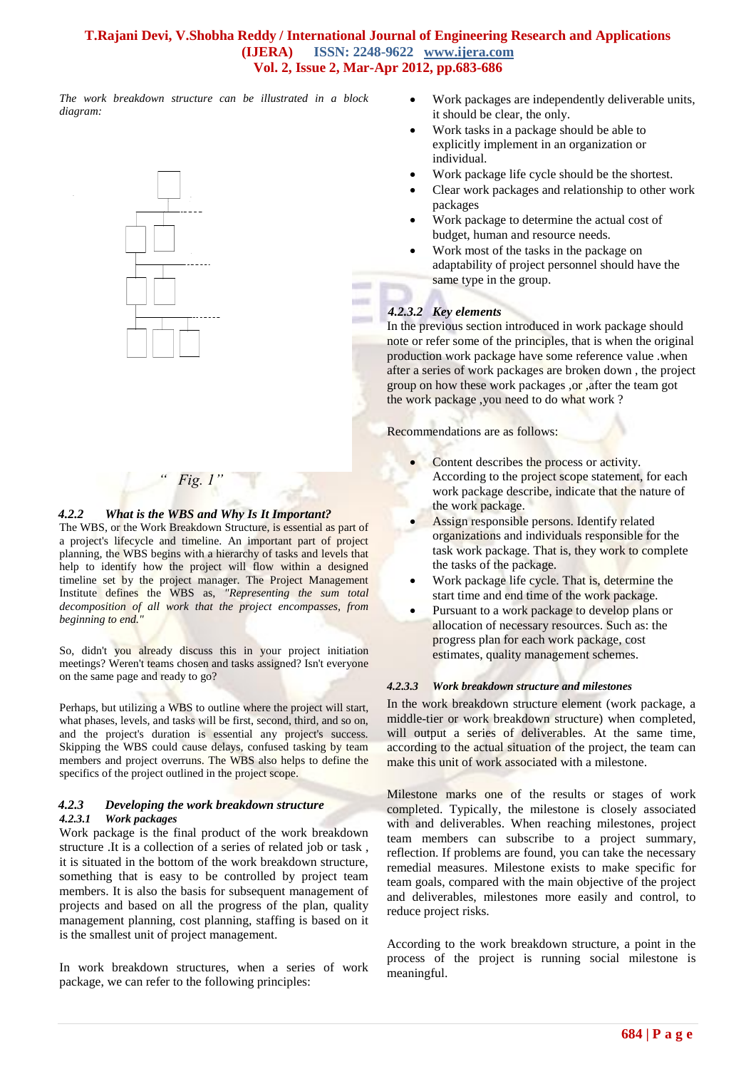*The work breakdown structure can be illustrated in a block diagram:*

*" Fig. 1"*

### 4.2.2 *What is the WBS and Why Is It Important?*

The WBS, or the Work Breakdown Structure, is essential as part of a project's lifecycle and timeline. An important part of project planning, the WBS begins with a hierarchy of tasks and levels that help to identify how the project will flow within a designed timeline set by the project manager. The Project Management Institute defines the WBS as, *"Representing the sum total decomposition of all work that the project encompasses, from beginning to end."*

So, didn't you already discuss this in your project initiation meetings? Weren't teams chosen and tasks assigned? Isn't everyone on the same page and ready to go?

Perhaps, but utilizing a WBS to outline where the project will start, what phases, levels, and tasks will be first, second, third, and so on, and the project's duration is essential any project's success. Skipping the WBS could cause delays, confused tasking by team members and project overruns. The WBS also helps to define the specifics of the project outlined in the project scope.

### 4.2.3 *Developing the work breakdown structure*

#### 4.2.3.1 *Work packages*

Work package is the final product of the work breakdown structure .It is a collection of a series of related job or task , it is situated in the bottom of the work breakdown structure, something that is easy to be controlled by project team members. It is also the basis for subsequent management of projects and based on all the progress of the plan, quality management planning, cost planning, staffing is based on it is the smallest unit of project management.

In work breakdown structures, when a series of work package, we can refer to the following principles:

- Work packages are independently deliverable units, it should be clear, the only.
- Work tasks in a package should be able to explicitly implement in an organization or individual.
- Work package life cycle should be the shortest.
- Clear work packages and relationship to other work packages
- Work package to determine the actual cost of budget, human and resource needs.
- Work most of the tasks in the package on adaptability of project personnel should have the same type in the group.

#### 4.2.3.2 *Key elements*

In the previous section introduced in work package should note or refer some of the principles, that is when the original production work package have some reference value .when after a series of work packages are broken down , the project group on how these work packages ,or ,after the team got the work package ,you need to do what work ?

Recommendations are as follows:

- Content describes the process or activity. According to the project scope statement, for each work package describe, indicate that the nature of the work package.
- Assign responsible persons. Identify related organizations and individuals responsible for the task work package. That is, they work to complete the tasks of the package.
- Work package life cycle. That is, determine the start time and end time of the work package.
- Pursuant to a work package to develop plans or allocation of necessary resources. Such as: the progress plan for each work package, cost estimates, quality management schemes.

#### 4.2.3.3 *Work breakdown structure and milestones*

In the work breakdown structure element (work package, a middle-tier or work breakdown structure) when completed, will output a series of deliverables. At the same time, according to the actual situation of the project, the team can make this unit of work associated with a milestone.

Milestone marks one of the results or stages of work completed. Typically, the milestone is closely associated with and deliverables. When reaching milestones, project team members can subscribe to a project summary, reflection. If problems are found, you can take the necessary remedial measures. Milestone exists to make specific for team goals, compared with the main objective of the project and deliverables, milestones more easily and control, to reduce project risks.

According to the work breakdown structure, a point in the process of the project is running social milestone is meaningful.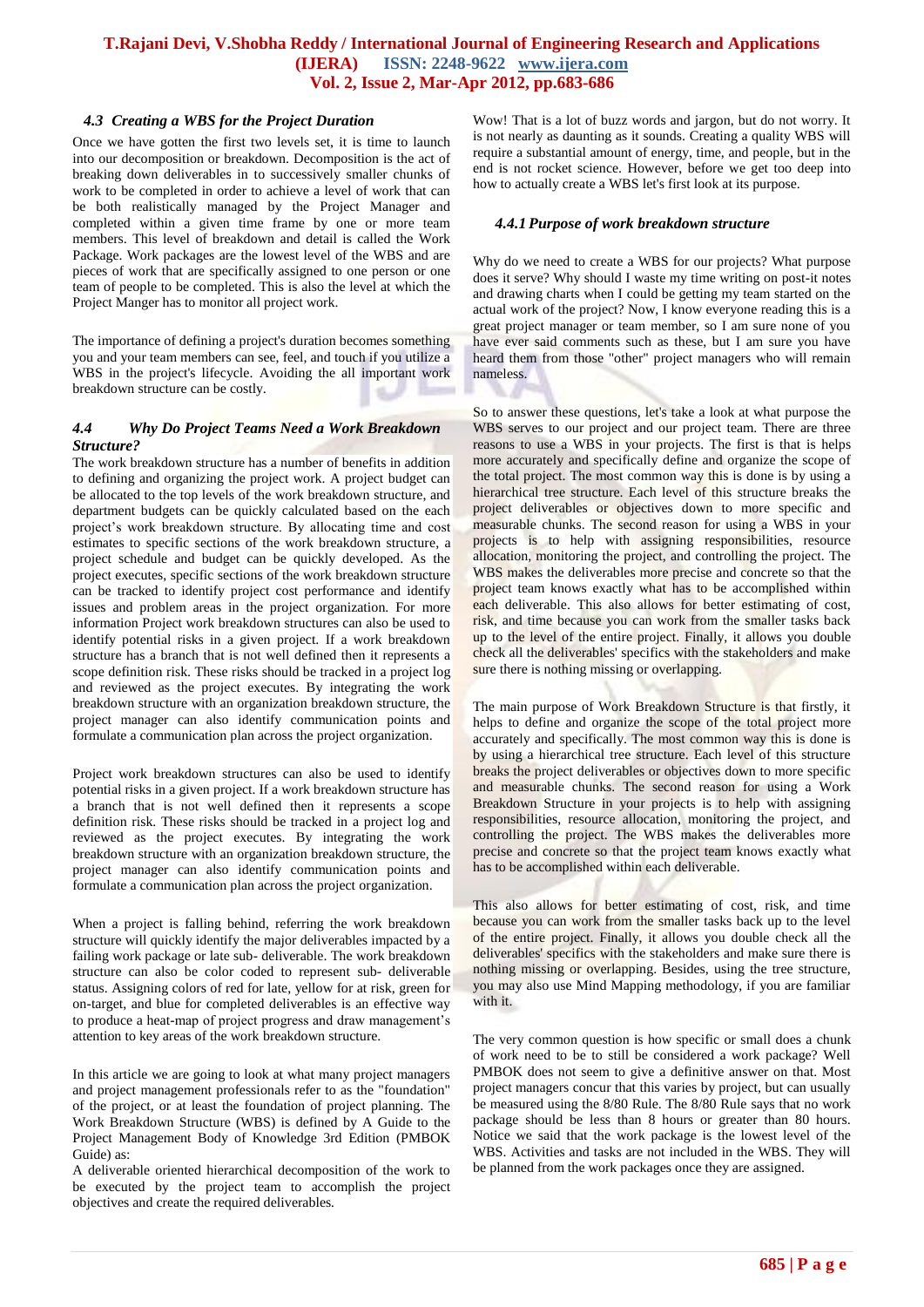### *4.3 Creating a WBS for the Project Duration*

Once we have gotten the first two levels set, it is time to launch into our decomposition or breakdown. Decomposition is the act of breaking down deliverables in to successively smaller chunks of work to be completed in order to achieve a level of work that can be both realistically managed by the Project Manager and completed within a given time frame by one or more team members. This level of breakdown and detail is called the Work Package. Work packages are the lowest level of the WBS and are pieces of work that are specifically assigned to one person or one team of people to be completed. This is also the level at which the Project Manger has to monitor all project work.

The importance of defining a project's duration becomes something you and your team members can see, feel, and touch if you utilize a WBS in the project's lifecycle. Avoiding the all important work breakdown structure can be costly.

### *4.4 Why Do Project Teams Need a Work Breakdown Structure?*

The work breakdown structure has a number of benefits in addition to defining and organizing the project work. A project budget can be allocated to the top levels of the work breakdown structure, and department budgets can be quickly calculated based on the each project's work breakdown structure. By allocating time and cost estimates to specific sections of the work breakdown structure, a project schedule and budget can be quickly developed. As the project executes, specific sections of the work breakdown structure can be tracked to identify project cost performance and identify issues and problem areas in the project organization. For more information Project work breakdown structures can also be used to identify potential risks in a given project. If a work breakdown structure has a branch that is not well defined then it represents a scope definition risk. These risks should be tracked in a project log and reviewed as the project executes. By integrating the work breakdown structure with an organization breakdown structure, the project manager can also identify communication points and formulate a communication plan across the project organization.

Project work breakdown structures can also be used to identify potential risks in a given project. If a work breakdown structure has a branch that is not well defined then it represents a scope definition risk. These risks should be tracked in a project log and reviewed as the project executes. By integrating the work breakdown structure with an organization breakdown structure, the project manager can also identify communication points and formulate a communication plan across the project organization.

When a project is falling behind, referring the work breakdown structure will quickly identify the major deliverables impacted by a failing work package or late sub- deliverable. The work breakdown structure can also be color coded to represent sub- deliverable status. Assigning colors of red for late, yellow for at risk, green for on-target, and blue for completed deliverables is an effective way to produce a heat-map of project progress and draw management's attention to key areas of the work breakdown structure.

In this article we are going to look at what many project managers and project management professionals refer to as the "foundation" of the project, or at least the foundation of project planning. The Work Breakdown Structure (WBS) is defined by A Guide to the Project Management Body of Knowledge 3rd Edition (PMBOK Guide) as:
A deliverable oriented hierarchical decomposition of the work to be executed by the project team to accomplish the project objectives and create the required deliverables.

Wow! That is a lot of buzz words and jargon, but do not worry. It is not nearly as daunting as it sounds. Creating a quality WBS will require a substantial amount of energy, time, and people, but in the end is not rocket science. However, before we get too deep into how to actually create a WBS let's first look at its purpose.

#### *4.4.1 Purpose of work breakdown structure*

Why do we need to create a WBS for our projects? What purpose does it serve? Why should I waste my time writing on post-it notes and drawing charts when I could be getting my team started on the actual work of the project? Now, I know everyone reading this is a great project manager or team member, so I am sure none of you have ever said comments such as these, but I am sure you have heard them from those "other" project managers who will remain nameless.

So to answer these questions, let's take a look at what purpose the WBS serves to our project and our project team. There are three reasons to use a WBS in your projects. The first is that is helps more accurately and specifically define and organize the scope of the total project. The most common way this is done is by using a hierarchical tree structure. Each level of this structure breaks the project deliverables or objectives down to more specific and measurable chunks. The second reason for using a WBS in your projects is to help with assigning responsibilities, resource allocation, monitoring the project, and controlling the project. The WBS makes the deliverables more precise and concrete so that the project team knows exactly what has to be accomplished within each deliverable. This also allows for better estimating of cost, risk, and time because you can work from the smaller tasks back up to the level of the entire project. Finally, it allows you double check all the deliverables' specifics with the stakeholders and make sure there is nothing missing or overlapping.

The main purpose of Work Breakdown Structure is that firstly, it helps to define and organize the scope of the total project more accurately and specifically. The most common way this is done is by using a hierarchical tree structure. Each level of this structure breaks the project deliverables or objectives down to more specific and measurable chunks. The second reason for using a Work Breakdown Structure in your projects is to help with assigning responsibilities, resource allocation, monitoring the project, and controlling the project. The WBS makes the deliverables more precise and concrete so that the project team knows exactly what has to be accomplished within each deliverable.

This also allows for better estimating of cost, risk, and time because you can work from the smaller tasks back up to the level of the entire project. Finally, it allows you double check all the deliverables' specifics with the stakeholders and make sure there is nothing missing or overlapping. Besides, using the tree structure, you may also use Mind Mapping methodology, if you are familiar with it.

The very common question is how specific or small does a chunk of work need to be to still be considered a work package? Well PMBOK does not seem to give a definitive answer on that. Most project managers concur that this varies by project, but can usually be measured using the 8/80 Rule. The 8/80 Rule says that no work package should be less than 8 hours or greater than 80 hours. Notice we said that the work package is the lowest level of the WBS. Activities and tasks are not included in the WBS. They will be planned from the work packages once they are assigned.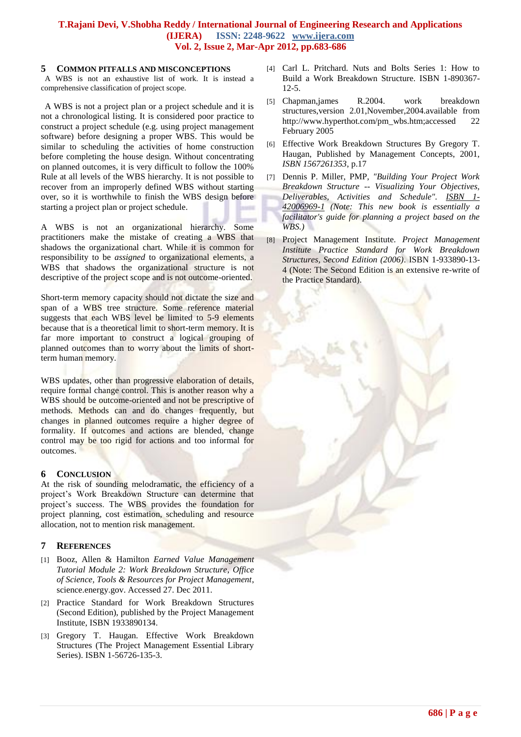## 5 Common Pitfalls and Misconceptions

A WBS is not an exhaustive list of work. It is instead a comprehensive classification of project scope.

A WBS is not a project plan or a project schedule and it is not a chronological listing. It is considered poor practice to construct a project schedule (e.g. using project management software) before designing a proper WBS. This would be similar to scheduling the activities of home construction before completing the house design. Without concentrating on planned outcomes, it is very difficult to follow the 100% Rule at all levels of the WBS hierarchy. It is not possible to recover from an improperly defined WBS without starting over, so it is worthwhile to finish the WBS design before starting a project plan or project schedule.

A WBS is not an organizational hierarchy. Some practitioners make the mistake of creating a WBS that shadows the organizational chart. While it is common for responsibility to be *assigned* to organizational elements, a WBS that shadows the organizational structure is not descriptive of the project scope and is not outcome-oriented.

Short-term memory capacity should not dictate the size and span of a WBS tree structure. Some reference material suggests that each WBS level be limited to 5-9 elements because that is a theoretical limit to short-term memory. It is far more important to construct a logical grouping of planned outcomes than to worry about the limits of short-term human memory.

WBS updates, other than progressive elaboration of details, require formal change control. This is another reason why a WBS should be outcome-oriented and not be prescriptive of methods. Methods can and do changes frequently, but changes in planned outcomes require a higher degree of formality. If outcomes and actions are blended, change control may be too rigid for actions and too informal for outcomes.

## 6 Conclusion

At the risk of sounding melodramatic, the efficiency of a project's Work Breakdown Structure can determine that project's success. The WBS provides the foundation for project planning, cost estimation, scheduling and resource allocation, not to mention risk management.

## 7 References

[1] Booz, Allen & Hamilton *Earned Value Management Tutorial Module 2: Work Breakdown Structure*, *Office of Science, Tools & Resources for Project Management*, science.energy.gov. Accessed 27. Dec 2011.

[2] Practice Standard for Work Breakdown Structures (Second Edition), published by the Project Management Institute, ISBN 1933890134.

[3] Gregory T. Haugan. Effective Work Breakdown Structures (The Project Management Essential Library Series). ISBN 1-56726-135-3.

[4] Carl L. Pritchard. Nuts and Bolts Series 1: How to Build a Work Breakdown Structure. ISBN 1-890367-12-5.

[5] Chapman,james R.2004. work breakdown structures,version 2.01,November,2004.available from http://www.hyperthot.com/pm_wbs.htm;accessed 22 February 2005

[6] Effective Work Breakdown Structures By Gregory T. Haugan, Published by Management Concepts, 2001, *ISBN 1567261353*, p.17

[7] Dennis P. Miller, PMP, *"Building Your Project Work Breakdown Structure -- Visualizing Your Objectives, Deliverables, Activities and Schedule". ISBN 1-42006969-1 (Note: This new book is essentially a facilitator's guide for planning a project based on the WBS.)*

[8] Project Management Institute. *Project Management Institute Practice Standard for Work Breakdown Structures, Second Edition (2006)*. ISBN 1-933890-13-4 (Note: The Second Edition is an extensive re-write of the Practice Standard).